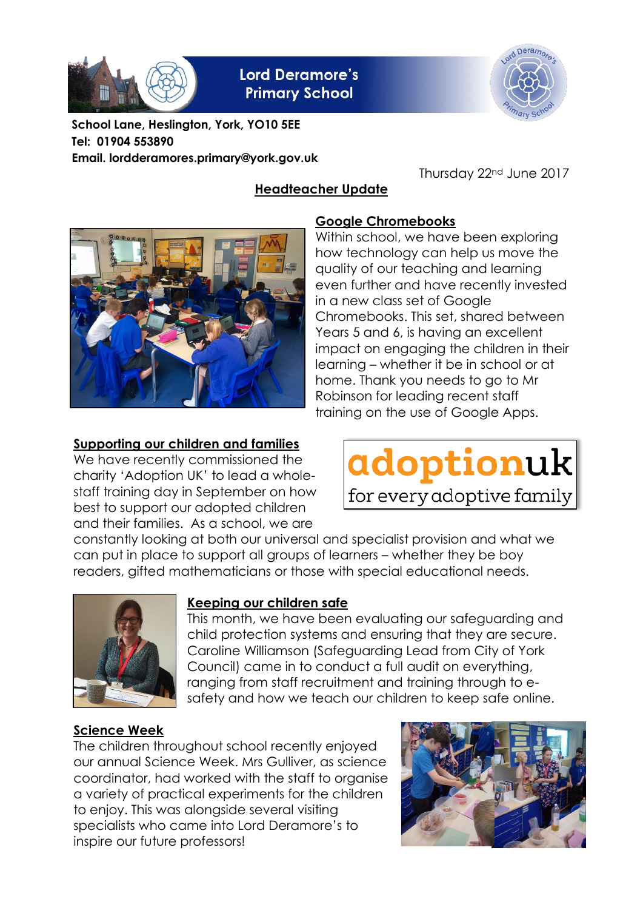# Lord Deramore's Primary School

**School Lane, Heslington, York, YO10 5EE**
**Tel: 01904 553890**
**Email. lordderamores.primary@york.gov.uk**

Thursday 22nd June 2017

## Headteacher Update

### Google Chromebooks

Within school, we have been exploring how technology can help us move the quality of our teaching and learning even further and have recently invested in a new class set of Google Chromebooks. This set, shared between Years 5 and 6, is having an excellent impact on engaging the children in their learning – whether it be in school or at home. Thank you needs to go to Mr Robinson for leading recent staff training on the use of Google Apps.

### Supporting our children and families

adoptionuk
for every adoptive family

We have recently commissioned the charity 'Adoption UK' to lead a whole-staff training day in September on how best to support our adopted children and their families. As a school, we are constantly looking at both our universal and specialist provision and what we can put in place to support all groups of learners – whether they be boy readers, gifted mathematicians or those with special educational needs.

### Keeping our children safe

This month, we have been evaluating our safeguarding and child protection systems and ensuring that they are secure. Caroline Williamson (Safeguarding Lead from City of York Council) came in to conduct a full audit on everything, ranging from staff recruitment and training through to e-safety and how we teach our children to keep safe online.

### Science Week

The children throughout school recently enjoyed our annual Science Week. Mrs Gulliver, as science coordinator, had worked with the staff to organise a variety of practical experiments for the children to enjoy. This was alongside several visiting specialists who came into Lord Deramore's to inspire our future professors!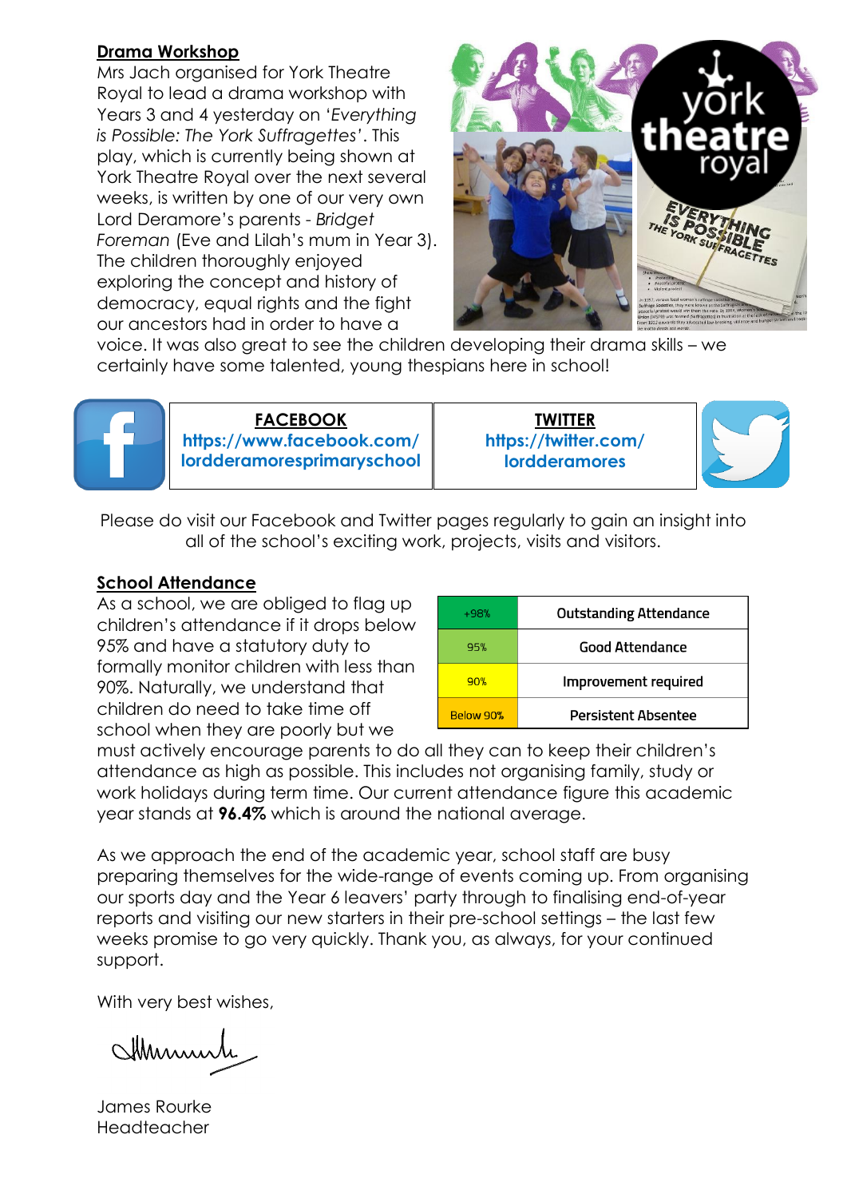## Drama Workshop

Mrs Jach organised for York Theatre Royal to lead a drama workshop with Years 3 and 4 yesterday on '*Everything is Possible: The York Suffragettes*'. This play, which is currently being shown at York Theatre Royal over the next several weeks, is written by one of our very own Lord Deramore's parents - *Bridget Foreman* (Eve and Lilah's mum in Year 3). The children thoroughly enjoyed exploring the concept and history of democracy, equal rights and the fight our ancestors had in order to have a voice. It was also great to see the children developing their drama skills – we certainly have some talented, young thespians here in school!

| FACEBOOK | TWITTER |
| --- | --- |
| https://www.facebook.com/lordderamoresprimaryschool | https://twitter.com/lordderamores |

Please do visit our Facebook and Twitter pages regularly to gain an insight into all of the school's exciting work, projects, visits and visitors.

## School Attendance

As a school, we are obliged to flag up children's attendance if it drops below 95% and have a statutory duty to formally monitor children with less than 90%. Naturally, we understand that children do need to take time off school when they are poorly but we must actively encourage parents to do all they can to keep their children's attendance as high as possible. This includes not organising family, study or work holidays during term time. Our current attendance figure this academic year stands at **96.4%** which is around the national average.

| | |
| --- | --- |
| +98% | Outstanding Attendance |
| 95% | Good Attendance |
| 90% | Improvement required |
| Below 90% | Persistent Absentee |

As we approach the end of the academic year, school staff are busy preparing themselves for the wide-range of events coming up. From organising our sports day and the Year 6 leavers' party through to finalising end-of-year reports and visiting our new starters in their pre-school settings – the last few weeks promise to go very quickly. Thank you, as always, for your continued support.

With very best wishes,

James Rourke
Headteacher